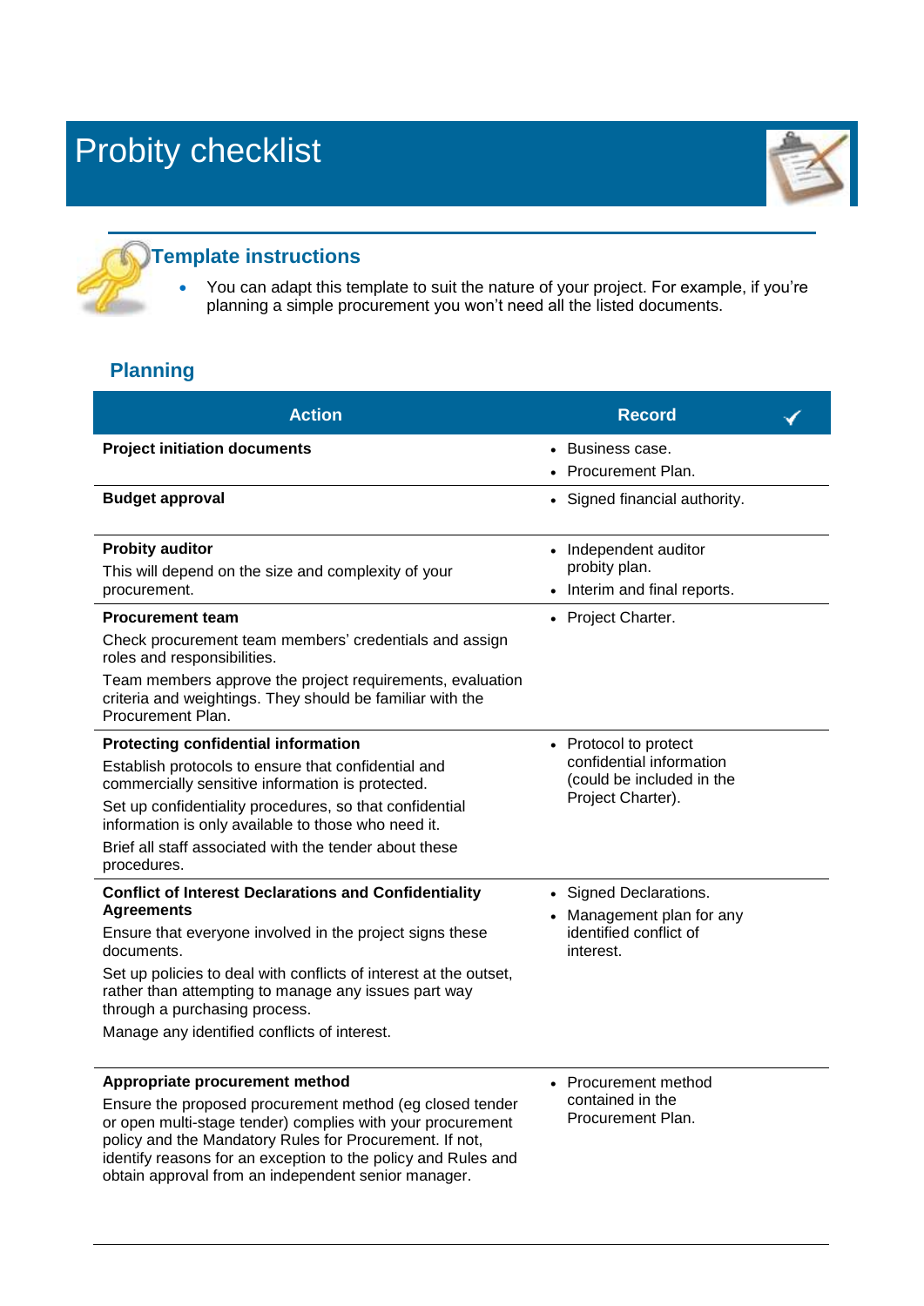# Probity checklist

## Template instructions

- You can adapt this template to suit the nature of your project. For example, if you're planning a simple procurement you won't need all the listed documents.

## Planning

| Action | Record | ✓ |
|---|---|---|
| **Project initiation documents** | • Business case.<br>• Procurement Plan. | |
| **Budget approval** | • Signed financial authority. | |
| **Probity auditor**<br>This will depend on the size and complexity of your procurement. | • Independent auditor probity plan.<br>• Interim and final reports. | |
| **Procurement team**<br>Check procurement team members' credentials and assign roles and responsibilities.<br>Team members approve the project requirements, evaluation criteria and weightings. They should be familiar with the Procurement Plan. | • Project Charter. | |
| **Protecting confidential information**<br>Establish protocols to ensure that confidential and commercially sensitive information is protected.<br>Set up confidentiality procedures, so that confidential information is only available to those who need it.<br>Brief all staff associated with the tender about these procedures. | • Protocol to protect confidential information (could be included in the Project Charter). | |
| **Conflict of Interest Declarations and Confidentiality Agreements**<br>Ensure that everyone involved in the project signs these documents.<br>Set up policies to deal with conflicts of interest at the outset, rather than attempting to manage any issues part way through a purchasing process.<br>Manage any identified conflicts of interest. | • Signed Declarations.<br>• Management plan for any identified conflict of interest. | |
| **Appropriate procurement method**<br>Ensure the proposed procurement method (eg closed tender or open multi-stage tender) complies with your procurement policy and the Mandatory Rules for Procurement. If not, identify reasons for an exception to the policy and Rules and obtain approval from an independent senior manager. | • Procurement method contained in the Procurement Plan. | |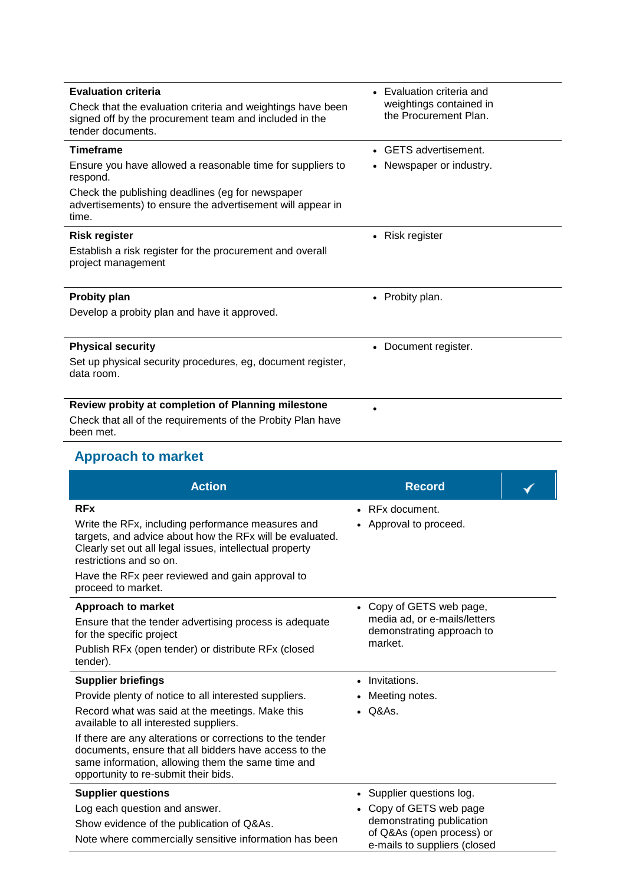| | | |
|---|---|---|
| **Evaluation criteria**<br>Check that the evaluation criteria and weightings have been signed off by the procurement team and included in the tender documents. | • Evaluation criteria and weightings contained in the Procurement Plan. | |
| **Timeframe**<br>Ensure you have allowed a reasonable time for suppliers to respond.<br>Check the publishing deadlines (eg for newspaper advertisements) to ensure the advertisement will appear in time. | • GETS advertisement.<br>• Newspaper or industry. | |
| **Risk register**<br>Establish a risk register for the procurement and overall project management | • Risk register | |
| **Probity plan**<br>Develop a probity plan and have it approved. | • Probity plan. | |
| **Physical security**<br>Set up physical security procedures, eg, document register, data room. | • Document register. | |
| **Review probity at completion of Planning milestone**<br>Check that all of the requirements of the Probity Plan have been met. | • | |

## Approach to market

| Action | Record | ✓ |
|---|---|---|
| **RFx**<br>Write the RFx, including performance measures and targets, and advice about how the RFx will be evaluated. Clearly set out all legal issues, intellectual property restrictions and so on.<br>Have the RFx peer reviewed and gain approval to proceed to market. | • RFx document.<br>• Approval to proceed. | |
| **Approach to market**<br>Ensure that the tender advertising process is adequate for the specific project<br>Publish RFx (open tender) or distribute RFx (closed tender). | • Copy of GETS web page, media ad, or e-mails/letters demonstrating approach to market. | |
| **Supplier briefings**<br>Provide plenty of notice to all interested suppliers.<br>Record what was said at the meetings. Make this available to all interested suppliers.<br>If there are any alterations or corrections to the tender documents, ensure that all bidders have access to the same information, allowing them the same time and opportunity to re-submit their bids. | • Invitations.<br>• Meeting notes.<br>• Q&As. | |
| **Supplier questions**<br>Log each question and answer.<br>Show evidence of the publication of Q&As.<br>Note where commercially sensitive information has been | • Supplier questions log.<br>• Copy of GETS web page demonstrating publication of Q&As (open process) or e-mails to suppliers (closed | |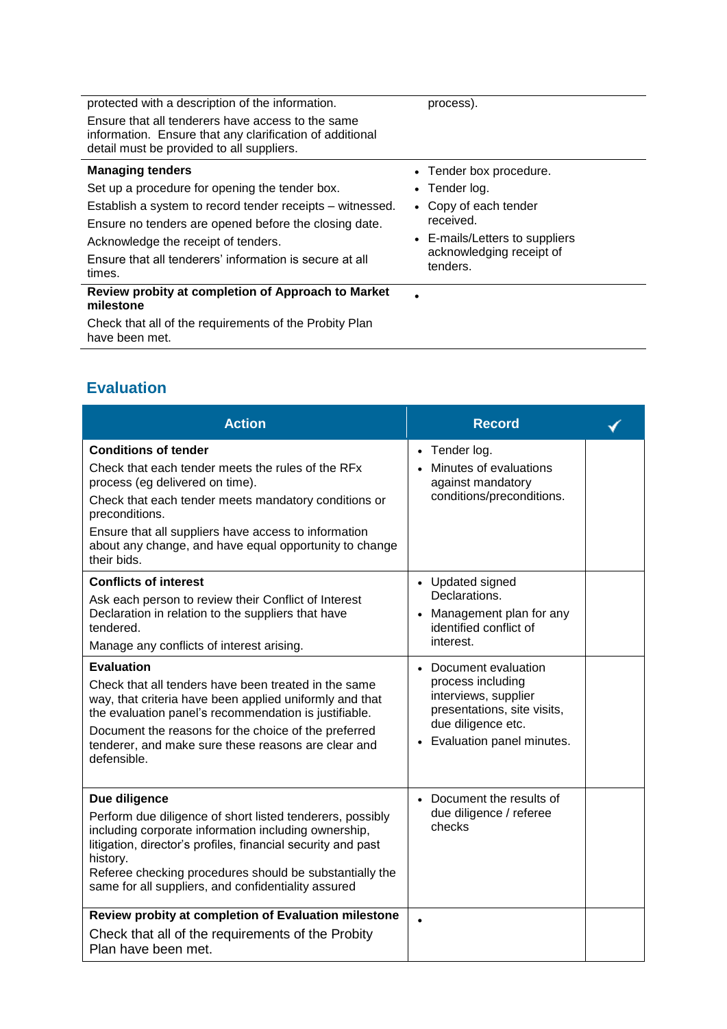| | |
|---|---|
| protected with a description of the information.<br>Ensure that all tenderers have access to the same information. Ensure that any clarification of additional detail must be provided to all suppliers. | process). |
| **Managing tenders**<br>Set up a procedure for opening the tender box.<br>Establish a system to record tender receipts – witnessed.<br>Ensure no tenders are opened before the closing date.<br>Acknowledge the receipt of tenders.<br>Ensure that all tenderers' information is secure at all times. | • Tender box procedure.<br>• Tender log.<br>• Copy of each tender received.<br>• E-mails/Letters to suppliers acknowledging receipt of tenders. |
| **Review probity at completion of Approach to Market milestone**<br>Check that all of the requirements of the Probity Plan have been met. | • |

## Evaluation

| Action | Record | ✓ |
|---|---|---|
| **Conditions of tender**<br>Check that each tender meets the rules of the RFx process (eg delivered on time).<br>Check that each tender meets mandatory conditions or preconditions.<br>Ensure that all suppliers have access to information about any change, and have equal opportunity to change their bids. | • Tender log.<br>• Minutes of evaluations against mandatory conditions/preconditions. | |
| **Conflicts of interest**<br>Ask each person to review their Conflict of Interest Declaration in relation to the suppliers that have tendered.<br>Manage any conflicts of interest arising. | • Updated signed Declarations.<br>• Management plan for any identified conflict of interest. | |
| **Evaluation**<br>Check that all tenders have been treated in the same way, that criteria have been applied uniformly and that the evaluation panel's recommendation is justifiable.<br>Document the reasons for the choice of the preferred tenderer, and make sure these reasons are clear and defensible. | • Document evaluation process including interviews, supplier presentations, site visits, due diligence etc.<br>• Evaluation panel minutes. | |
| **Due diligence**<br>Perform due diligence of short listed tenderers, possibly including corporate information including ownership, litigation, director's profiles, financial security and past history.<br>Referee checking procedures should be substantially the same for all suppliers, and confidentiality assured | • Document the results of due diligence / referee checks | |
| **Review probity at completion of Evaluation milestone**<br>Check that all of the requirements of the Probity Plan have been met. | • | |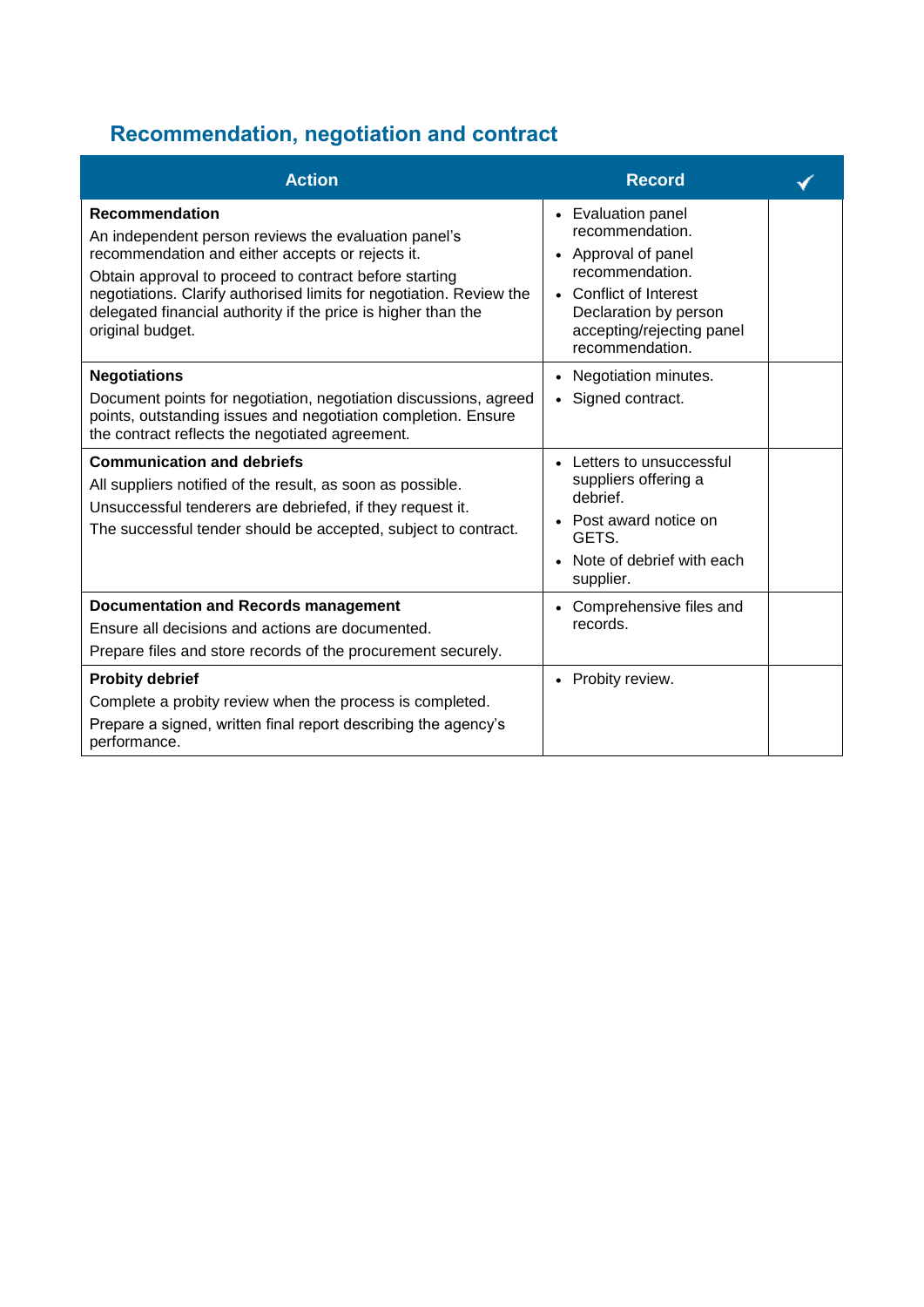## Recommendation, negotiation and contract

| Action | Record | ✓ |
|---|---|---|
| **Recommendation**<br>An independent person reviews the evaluation panel's recommendation and either accepts or rejects it.<br>Obtain approval to proceed to contract before starting negotiations. Clarify authorised limits for negotiation. Review the delegated financial authority if the price is higher than the original budget. | • Evaluation panel recommendation.<br>• Approval of panel recommendation.<br>• Conflict of Interest Declaration by person accepting/rejecting panel recommendation. | |
| **Negotiations**<br>Document points for negotiation, negotiation discussions, agreed points, outstanding issues and negotiation completion. Ensure the contract reflects the negotiated agreement. | • Negotiation minutes.<br>• Signed contract. | |
| **Communication and debriefs**<br>All suppliers notified of the result, as soon as possible.<br>Unsuccessful tenderers are debriefed, if they request it.<br>The successful tender should be accepted, subject to contract. | • Letters to unsuccessful suppliers offering a debrief.<br>• Post award notice on GETS.<br>• Note of debrief with each supplier. | |
| **Documentation and Records management**<br>Ensure all decisions and actions are documented.<br>Prepare files and store records of the procurement securely. | • Comprehensive files and records. | |
| **Probity debrief**<br>Complete a probity review when the process is completed.<br>Prepare a signed, written final report describing the agency's performance. | • Probity review. | |